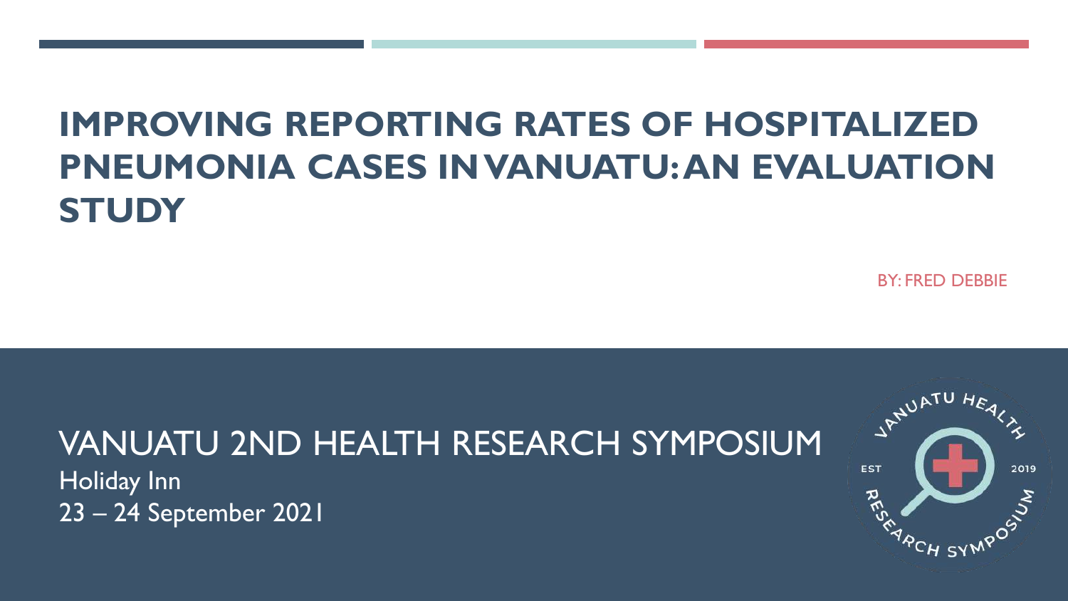# IMPROVING REPORTING RATES OF HOSPITALIZED PNEUMONIA CASES IN VANUATU: AN EVALUATION STUDY

BY: FRED DEBBIE

## VANUATU 2ND HEALTH RESEARCH SYMPOSIUM

Holiday Inn

23 – 24 September 2021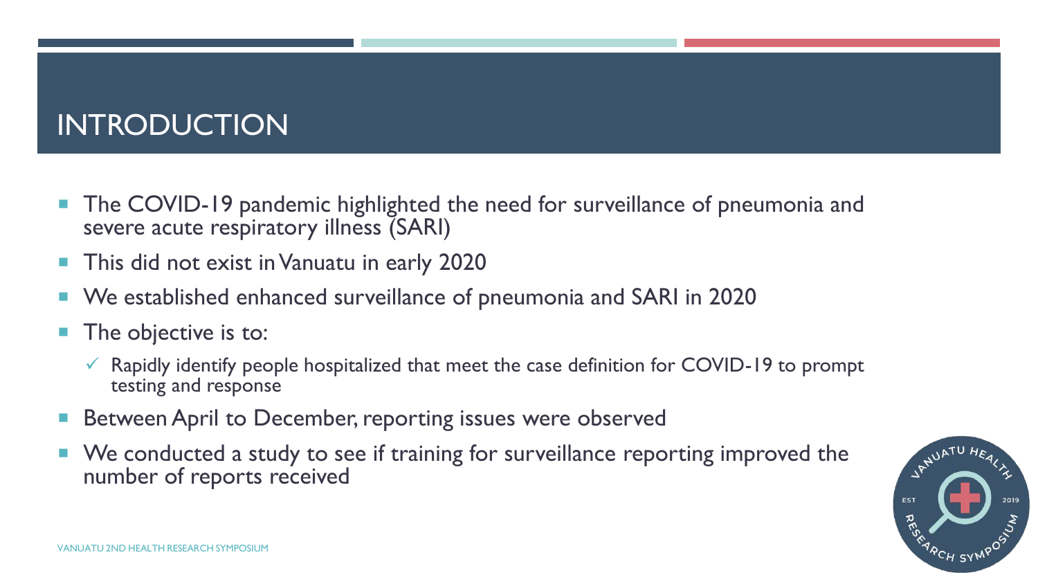# INTRODUCTION

- The COVID-19 pandemic highlighted the need for surveillance of pneumonia and severe acute respiratory illness (SARI)
- This did not exist in Vanuatu in early 2020
- We established enhanced surveillance of pneumonia and SARI in 2020
- The objective is to:
  - ✓ Rapidly identify people hospitalized that meet the case definition for COVID-19 to prompt testing and response
- Between April to December, reporting issues were observed
- We conducted a study to see if training for surveillance reporting improved the number of reports received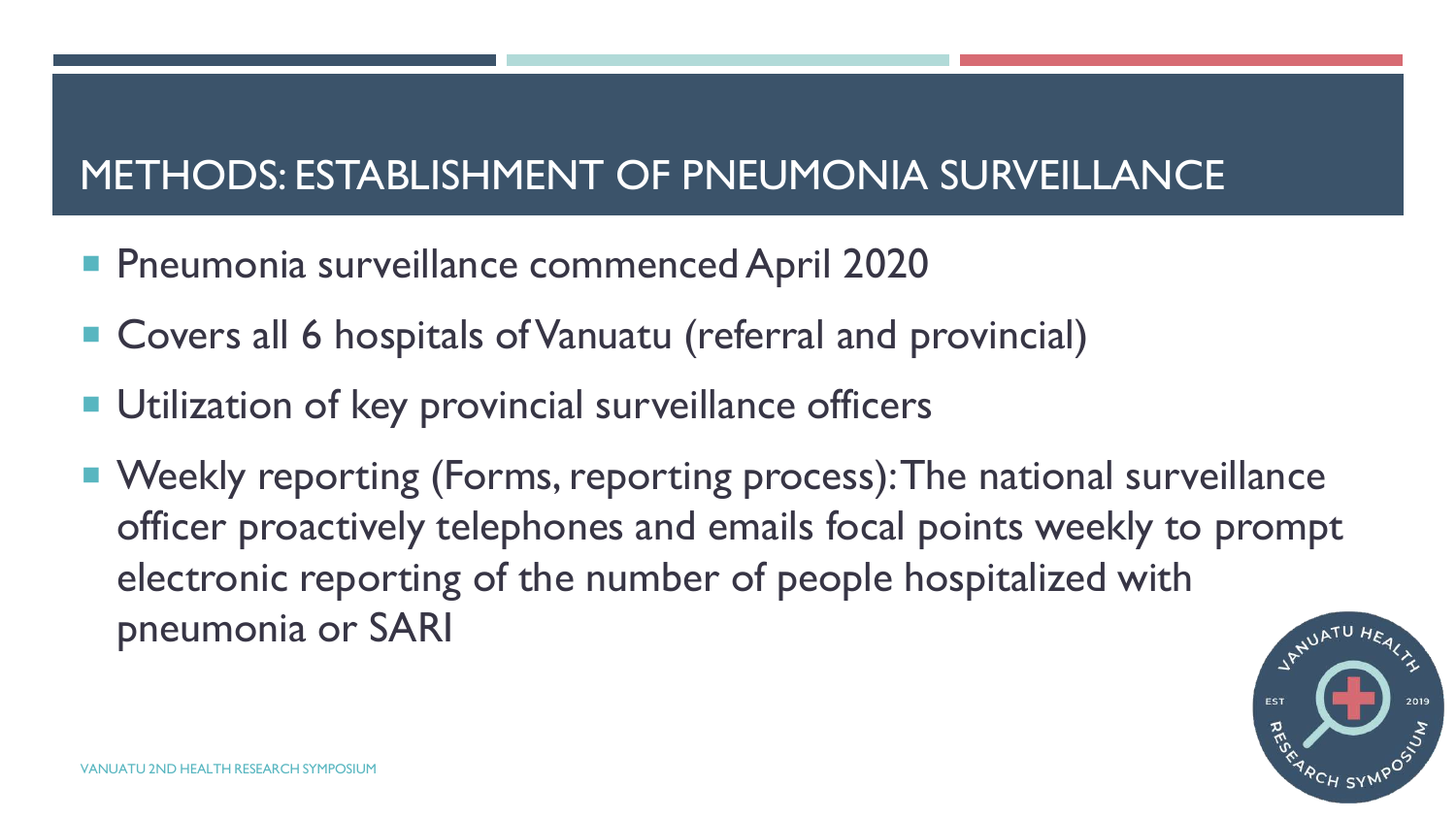# METHODS: ESTABLISHMENT OF PNEUMONIA SURVEILLANCE

- Pneumonia surveillance commenced April 2020
- Covers all 6 hospitals of Vanuatu (referral and provincial)
- Utilization of key provincial surveillance officers
- Weekly reporting (Forms, reporting process): The national surveillance officer proactively telephones and emails focal points weekly to prompt electronic reporting of the number of people hospitalized with pneumonia or SARI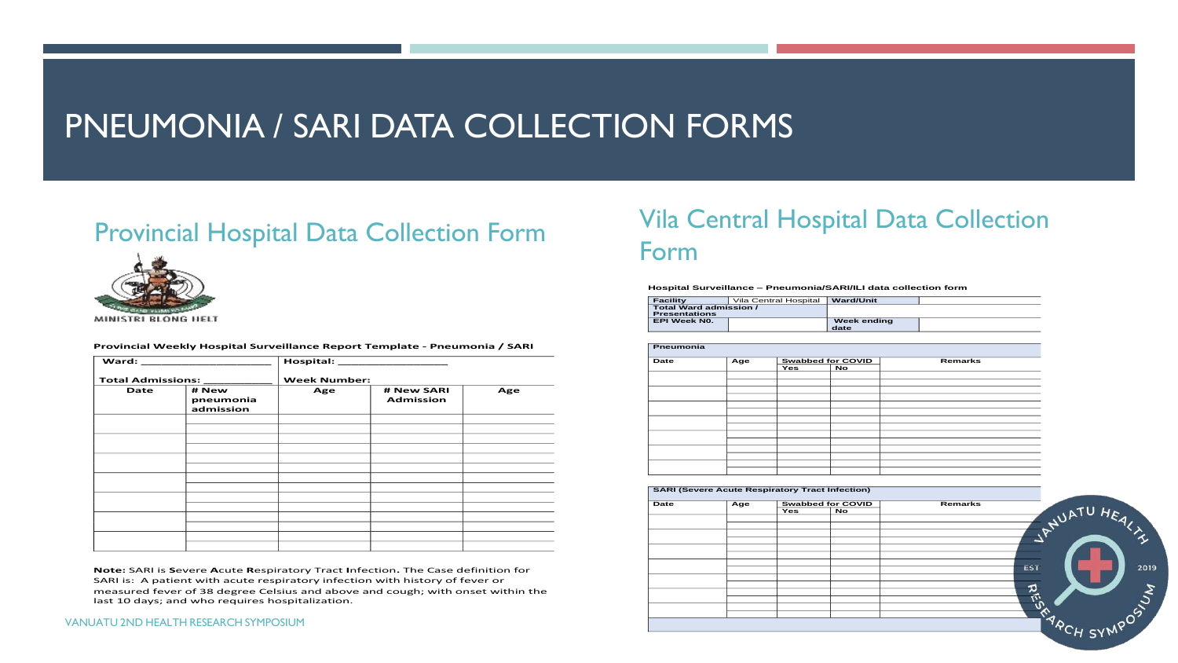# PNEUMONIA / SARI DATA COLLECTION FORMS

## Provincial Hospital Data Collection Form

MINISTRI BLONG HELT

**Provincial Weekly Hospital Surveillance Report Template - Pneumonia / SARI**

| Ward: ____________ | | Hospital: ____________ | | |
|---|---|---|---|---|
| **Total Admissions: ________** | | **Week Number:** | | |
| **Date** | **# New pneumonia admission** | **Age** | **# New SARI Admission** | **Age** |
| | | | | |
| | | | | |
| | | | | |
| | | | | |
| | | | | |
| | | | | |
| | | | | |

**Note:** SARI is **S**evere **A**cute **R**espiratory Tract **I**nfection**.** The Case definition for SARI is: A patient with acute respiratory infection with history of fever or measured fever of 38 degree Celsius and above and cough; with onset within the last 10 days; and who requires hospitalization.

## Vila Central Hospital Data Collection Form

**Hospital Surveillance – Pneumonia/SARI/ILI data collection form**

| Facility | Vila Central Hospital | Ward/Unit | |
|---|---|---|---|
| Total Ward admission / Presentations | | | |
| EPI Week N0. | | Week ending date | |

| Pneumonia | | | | |
|---|---|---|---|---|
| **Date** | **Age** | **Swabbed for COVID** | | **Remarks** |
| | | **Yes** | **No** | |
| | | | | |
| | | | | |
| | | | | |
| | | | | |
| | | | | |
| | | | | |
| | | | | |

| SARI (Severe Acute Respiratory Tract Infection) | | | | |
|---|---|---|---|---|
| **Date** | **Age** | **Swabbed for COVID** | | **Remarks** |
| | | **Yes** | **No** | |
| | | | | |
| | | | | |
| | | | | |
| | | | | |
| | | | | |
| | | | | |
| | | | | |

VANUATU 2ND HEALTH RESEARCH SYMPOSIUM

VANUATU HEALTH RESEARCH SYMPOSIUM EST 2019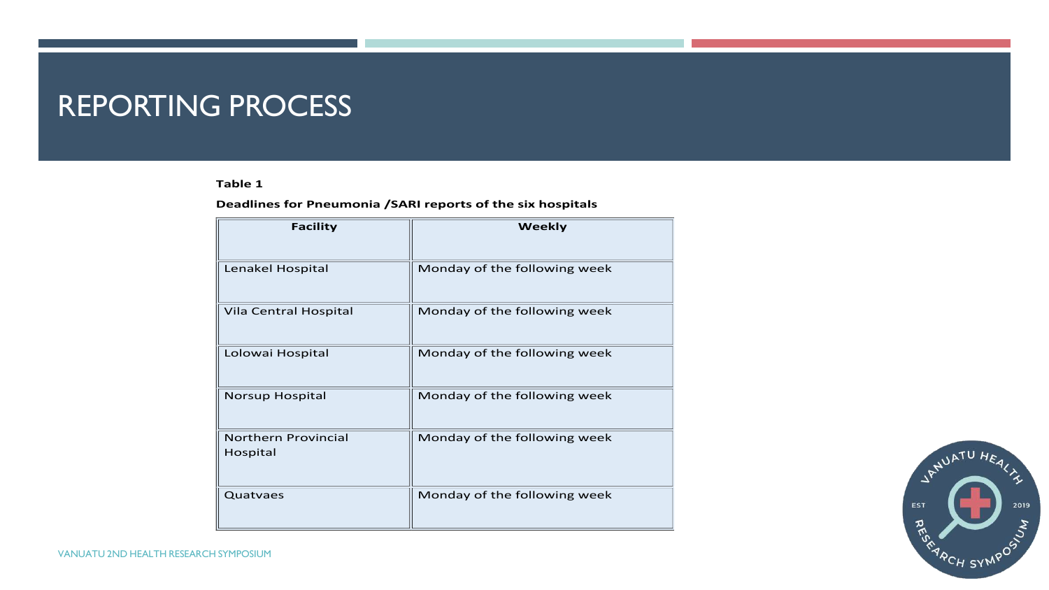# REPORTING PROCESS

**Table 1**

**Deadlines for Pneumonia /SARI reports of the six hospitals**

| Facility | Weekly |
|---|---|
| Lenakel Hospital | Monday of the following week |
| Vila Central Hospital | Monday of the following week |
| Lolowai Hospital | Monday of the following week |
| Norsup Hospital | Monday of the following week |
| Northern Provincial Hospital | Monday of the following week |
| Quatvaes | Monday of the following week |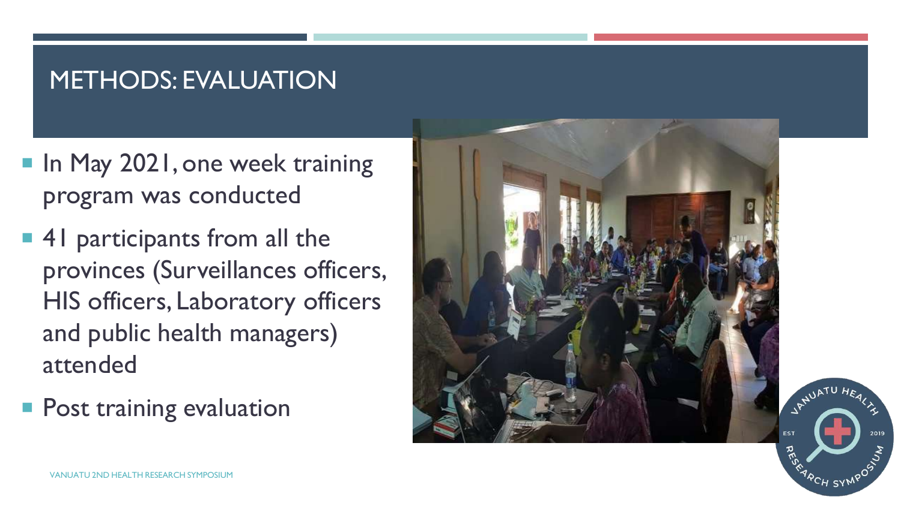# METHODS: EVALUATION

- In May 2021, one week training program was conducted
- 41 participants from all the provinces (Surveillances officers, HIS officers, Laboratory officers and public health managers) attended
- Post training evaluation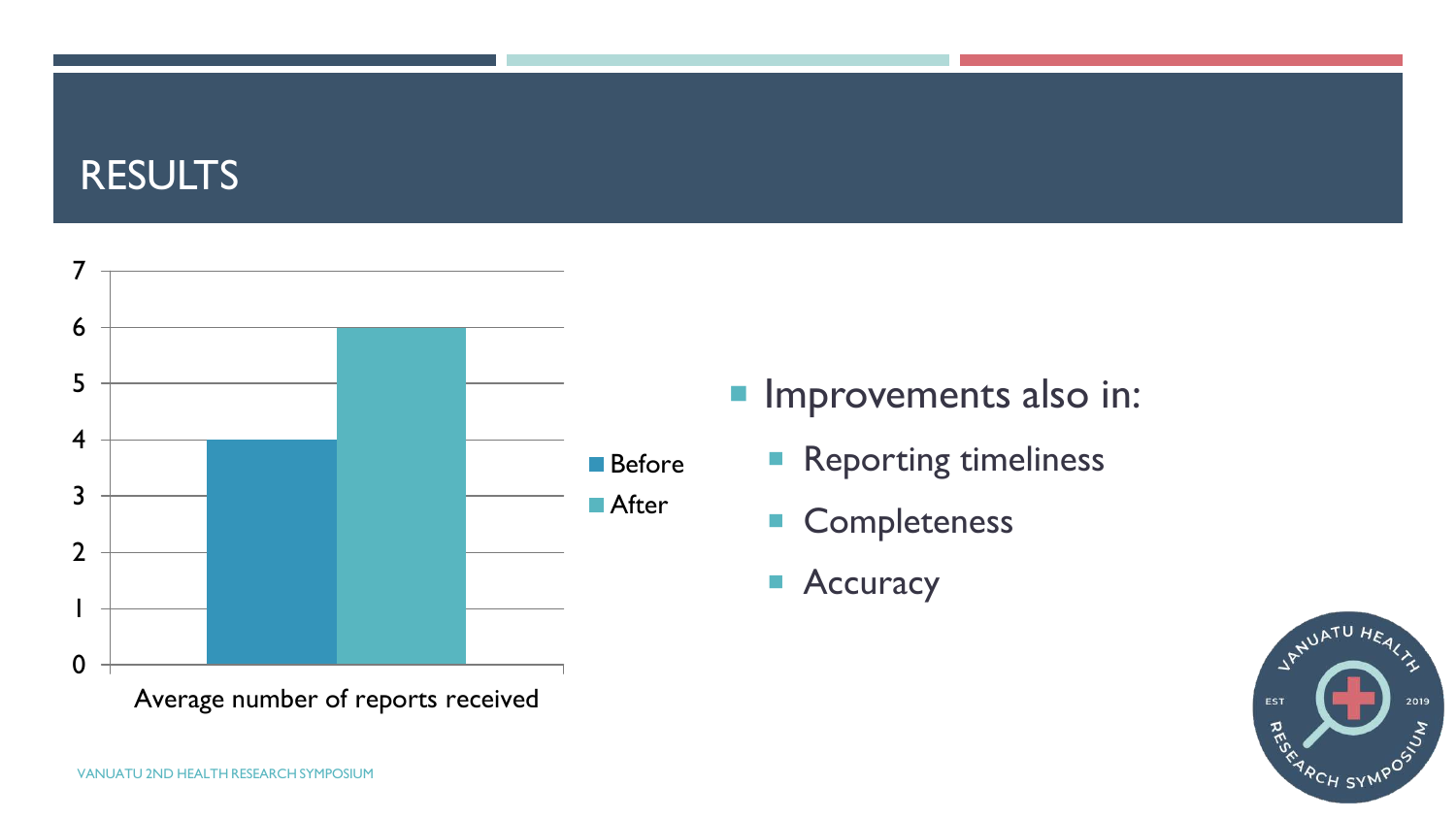# RESULTS

| | Before | After |
|---|---|---|
| Average number of reports received | 4 | 6 |

- Improvements also in:
  - Reporting timeliness
  - Completeness
  - Accuracy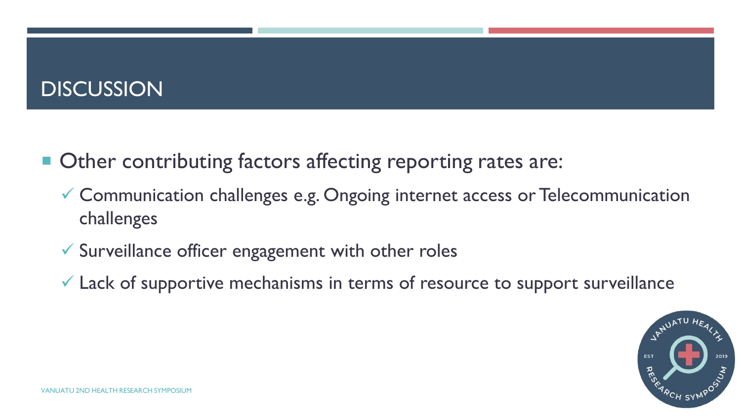# DISCUSSION

- Other contributing factors affecting reporting rates are:
  - ✓ Communication challenges e.g. Ongoing internet access or Telecommunication challenges
  - ✓ Surveillance officer engagement with other roles
  - ✓ Lack of supportive mechanisms in terms of resource to support surveillance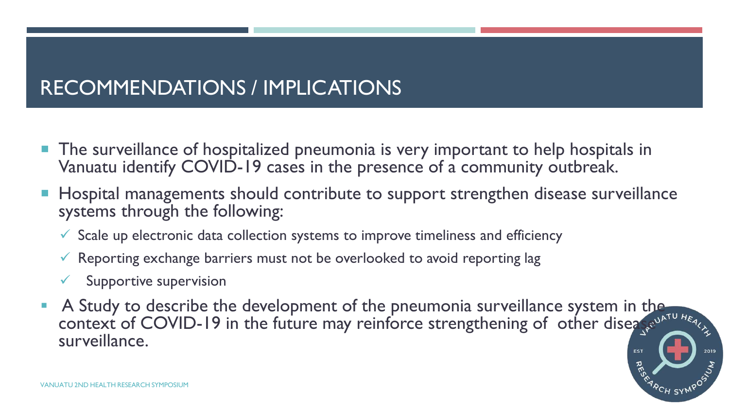# RECOMMENDATIONS / IMPLICATIONS

- The surveillance of hospitalized pneumonia is very important to help hospitals in Vanuatu identify COVID-19 cases in the presence of a community outbreak.
- Hospital managements should contribute to support strengthen disease surveillance systems through the following:
  - ✓ Scale up electronic data collection systems to improve timeliness and efficiency
  - ✓ Reporting exchange barriers must not be overlooked to avoid reporting lag
  - ✓ Supportive supervision
- A Study to describe the development of the pneumonia surveillance system in the context of COVID-19 in the future may reinforce strengthening of other disease surveillance.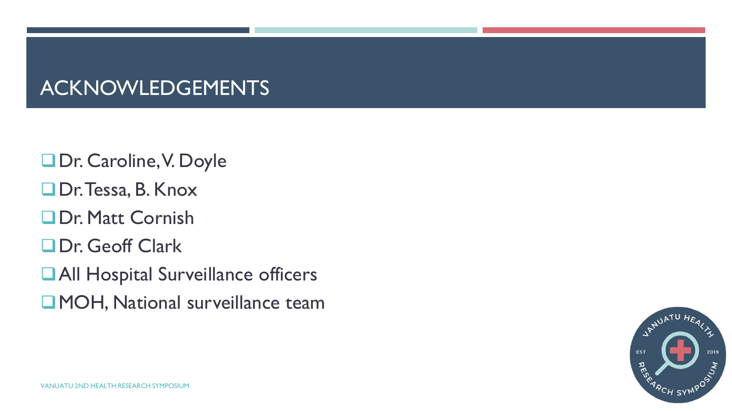# ACKNOWLEDGEMENTS

- Dr. Caroline, V. Doyle
- Dr. Tessa, B. Knox
- Dr. Matt Cornish
- Dr. Geoff Clark
- All Hospital Surveillance officers
- MOH, National surveillance team